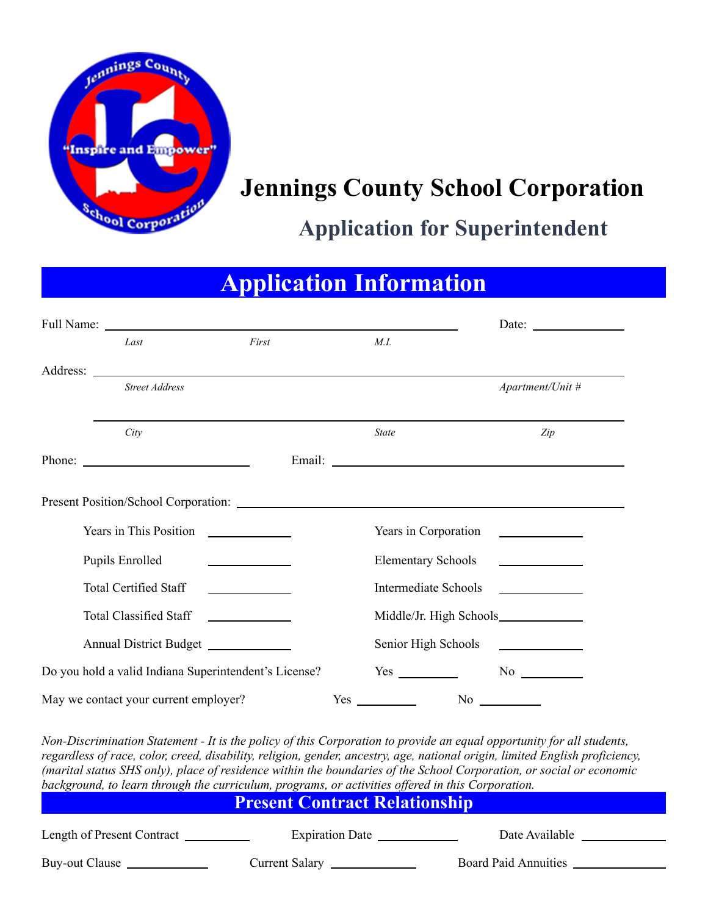# Jennings County School Corporation

## Application for Superintendent

## Application Information

Full Name: ______________________________________________ Date: ____________
*Last* *First* *M.I.*

Address: ______________________________________________________________
*Street Address* *Apartment/Unit #*

______________________________________________________________
*City* *State* *Zip*

Phone: ____________________ Email: ______________________________

Present Position/School Corporation: ______________________________________

| | | | |
|---|---|---|---|
| Years in This Position | ________ | Years in Corporation | ________ |
| Pupils Enrolled | ________ | Elementary Schools | ________ |
| Total Certified Staff | ________ | Intermediate Schools | ________ |
| Total Classified Staff | ________ | Middle/Jr. High Schools | ________ |
| Annual District Budget | ________ | Senior High Schools | ________ |

Do you hold a valid Indiana Superintendent's License? Yes ________ No ________

May we contact your current employer? Yes ________ No ________

*Non-Discrimination Statement - It is the policy of this Corporation to provide an equal opportunity for all students, regardless of race, color, creed, disability, religion, gender, ancestry, age, national origin, limited English proficiency, (marital status SHS only), place of residence within the boundaries of the School Corporation, or social or economic background, to learn through the curriculum, programs, or activities offered in this Corporation.*

## Present Contract Relationship

Length of Present Contract ________ Expiration Date ________ Date Available ________

Buy-out Clause ________ Current Salary ________ Board Paid Annuities ________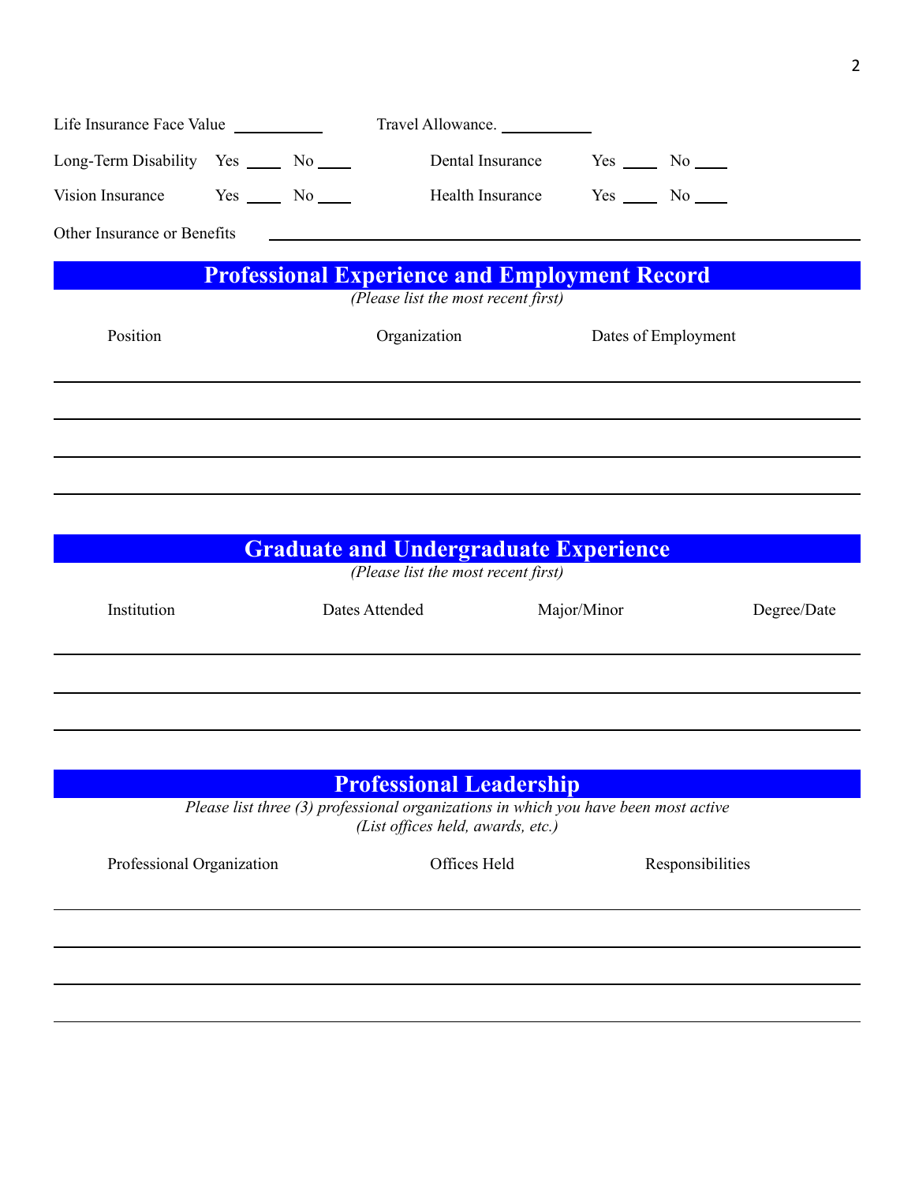Life Insurance Face Value ___________ Travel Allowance. ___________

Long-Term Disability Yes ____ No ____ Dental Insurance Yes ____ No ____

Vision Insurance Yes ____ No ____ Health Insurance Yes ____ No ____

Other Insurance or Benefits ______________________________________________

## Professional Experience and Employment Record

*(Please list the most recent first)*

| Position | Organization | Dates of Employment |
|---|---|---|
| | | |
| | | |
| | | |
| | | |

## Graduate and Undergraduate Experience

*(Please list the most recent first)*

| Institution | Dates Attended | Major/Minor | Degree/Date |
|---|---|---|---|
| | | | |
| | | | |
| | | | |

## Professional Leadership

*Please list three (3) professional organizations in which you have been most active*
*(List offices held, awards, etc.)*

| Professional Organization | Offices Held | Responsibilities |
|---|---|---|
| | | |
| | | |
| | | |
| | | |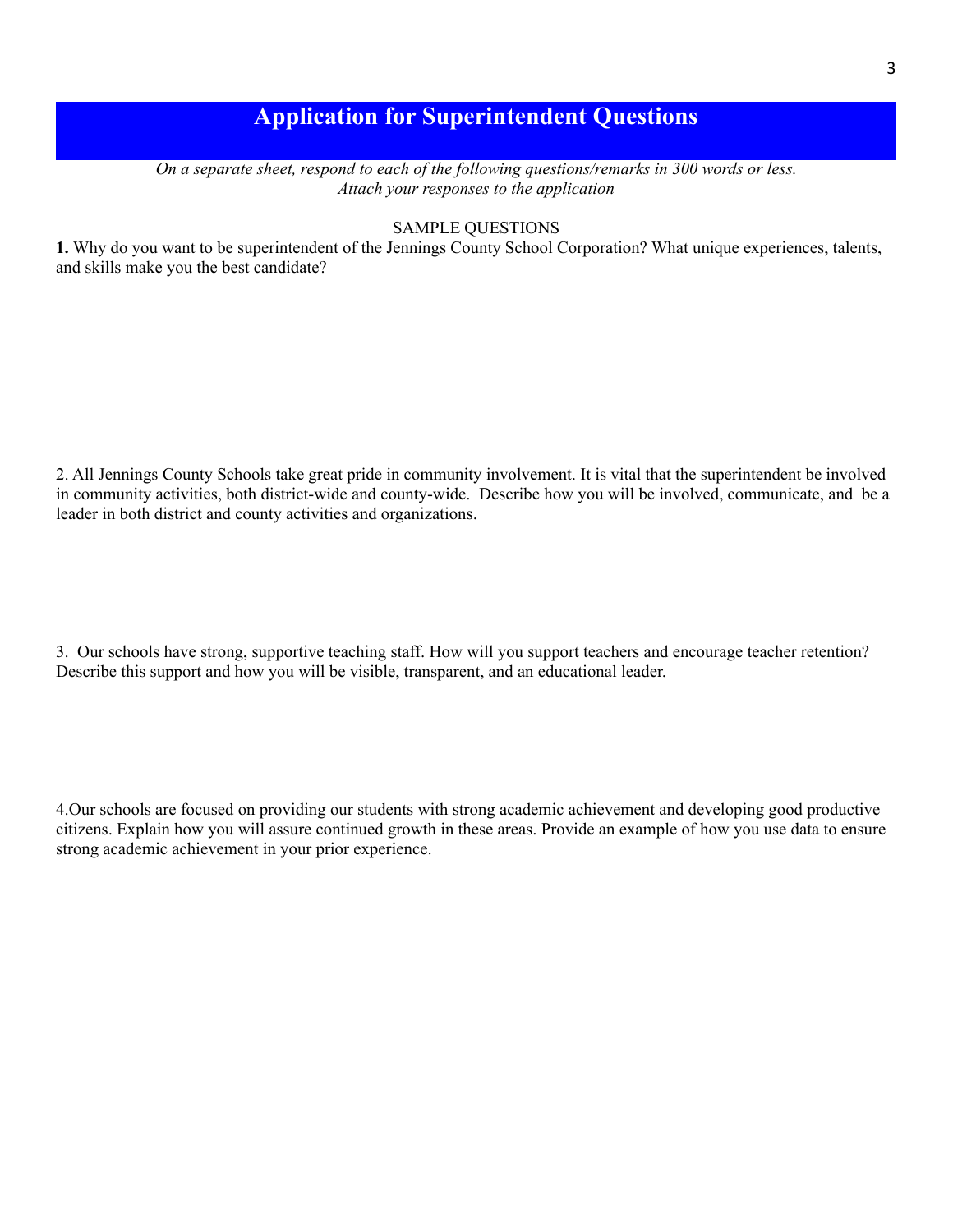# Application for Superintendent Questions

*On a separate sheet, respond to each of the following questions/remarks in 300 words or less.*
*Attach your responses to the application*

SAMPLE QUESTIONS

**1.** Why do you want to be superintendent of the Jennings County School Corporation? What unique experiences, talents, and skills make you the best candidate?

2. All Jennings County Schools take great pride in community involvement. It is vital that the superintendent be involved in community activities, both district-wide and county-wide. Describe how you will be involved, communicate, and be a leader in both district and county activities and organizations.

3. Our schools have strong, supportive teaching staff. How will you support teachers and encourage teacher retention? Describe this support and how you will be visible, transparent, and an educational leader.

4. Our schools are focused on providing our students with strong academic achievement and developing good productive citizens. Explain how you will assure continued growth in these areas. Provide an example of how you use data to ensure strong academic achievement in your prior experience.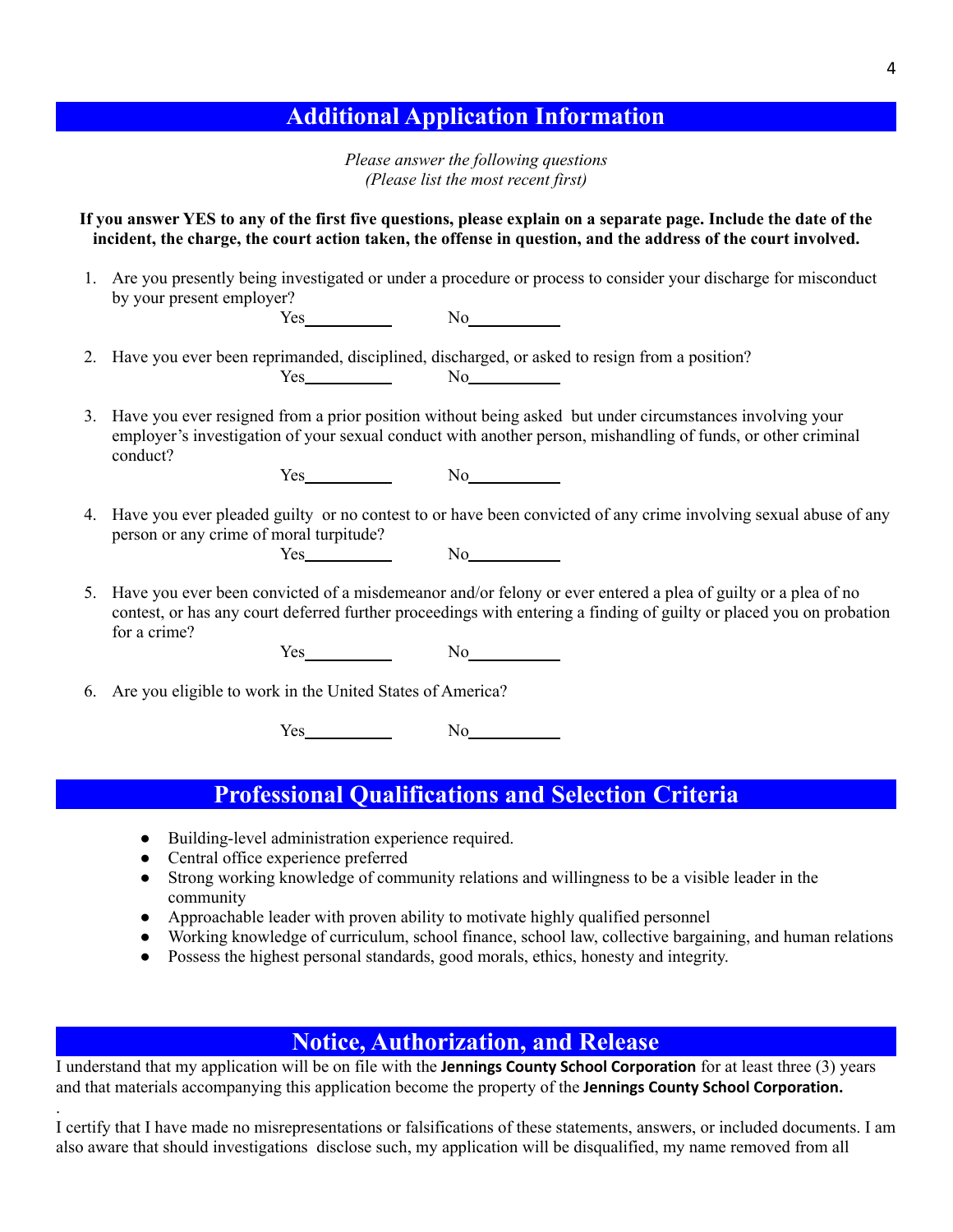## Additional Application Information

*Please answer the following questions*
*(Please list the most recent first)*

**If you answer YES to any of the first five questions, please explain on a separate page. Include the date of the incident, the charge, the court action taken, the offense in question, and the address of the court involved.**

1. Are you presently being investigated or under a procedure or process to consider your discharge for misconduct by your present employer?

   Yes__________ No__________

2. Have you ever been reprimanded, disciplined, discharged, or asked to resign from a position?

   Yes__________ No__________

3. Have you ever resigned from a prior position without being asked but under circumstances involving your employer's investigation of your sexual conduct with another person, mishandling of funds, or other criminal conduct?

   Yes__________ No__________

4. Have you ever pleaded guilty or no contest to or have been convicted of any crime involving sexual abuse of any person or any crime of moral turpitude?

   Yes__________ No__________

5. Have you ever been convicted of a misdemeanor and/or felony or ever entered a plea of guilty or a plea of no contest, or has any court deferred further proceedings with entering a finding of guilty or placed you on probation for a crime?

   Yes__________ No__________

6. Are you eligible to work in the United States of America?

   Yes__________ No__________

## Professional Qualifications and Selection Criteria

- Building-level administration experience required.
- Central office experience preferred
- Strong working knowledge of community relations and willingness to be a visible leader in the community
- Approachable leader with proven ability to motivate highly qualified personnel
- Working knowledge of curriculum, school finance, school law, collective bargaining, and human relations
- Possess the highest personal standards, good morals, ethics, honesty and integrity.

## Notice, Authorization, and Release

I understand that my application will be on file with the **Jennings County School Corporation** for at least three (3) years and that materials accompanying this application become the property of the **Jennings County School Corporation.**

I certify that I have made no misrepresentations or falsifications of these statements, answers, or included documents. I am also aware that should investigations disclose such, my application will be disqualified, my name removed from all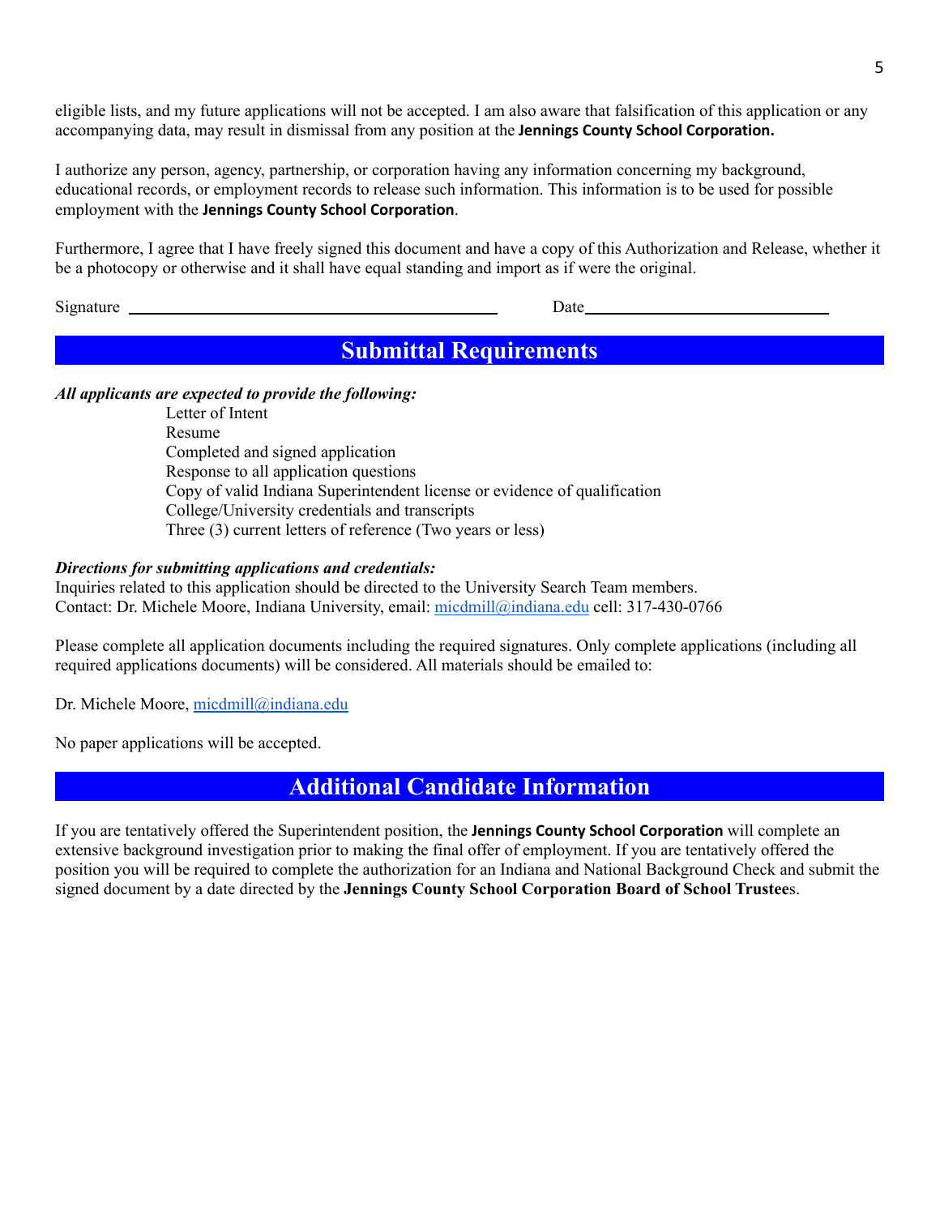eligible lists, and my future applications will not be accepted. I am also aware that falsification of this application or any accompanying data, may result in dismissal from any position at the **Jennings County School Corporation.**

I authorize any person, agency, partnership, or corporation having any information concerning my background, educational records, or employment records to release such information. This information is to be used for possible employment with the **Jennings County School Corporation**.

Furthermore, I agree that I have freely signed this document and have a copy of this Authorization and Release, whether it be a photocopy or otherwise and it shall have equal standing and import as if were the original.

Signature ______________________________________ Date___________________________

## Submittal Requirements

***All applicants are expected to provide the following:***

- Letter of Intent
- Resume
- Completed and signed application
- Response to all application questions
- Copy of valid Indiana Superintendent license or evidence of qualification
- College/University credentials and transcripts
- Three (3) current letters of reference (Two years or less)

***Directions for submitting applications and credentials:***

Inquiries related to this application should be directed to the University Search Team members.
Contact: Dr. Michele Moore, Indiana University, email: micdmill@indiana.edu cell: 317-430-0766

Please complete all application documents including the required signatures. Only complete applications (including all required applications documents) will be considered. All materials should be emailed to:

Dr. Michele Moore, micdmill@indiana.edu

No paper applications will be accepted.

## Additional Candidate Information

If you are tentatively offered the Superintendent position, the **Jennings County School Corporation** will complete an extensive background investigation prior to making the final offer of employment. If you are tentatively offered the position you will be required to complete the authorization for an Indiana and National Background Check and submit the signed document by a date directed by the **Jennings County School Corporation Board of School Trustee**s.